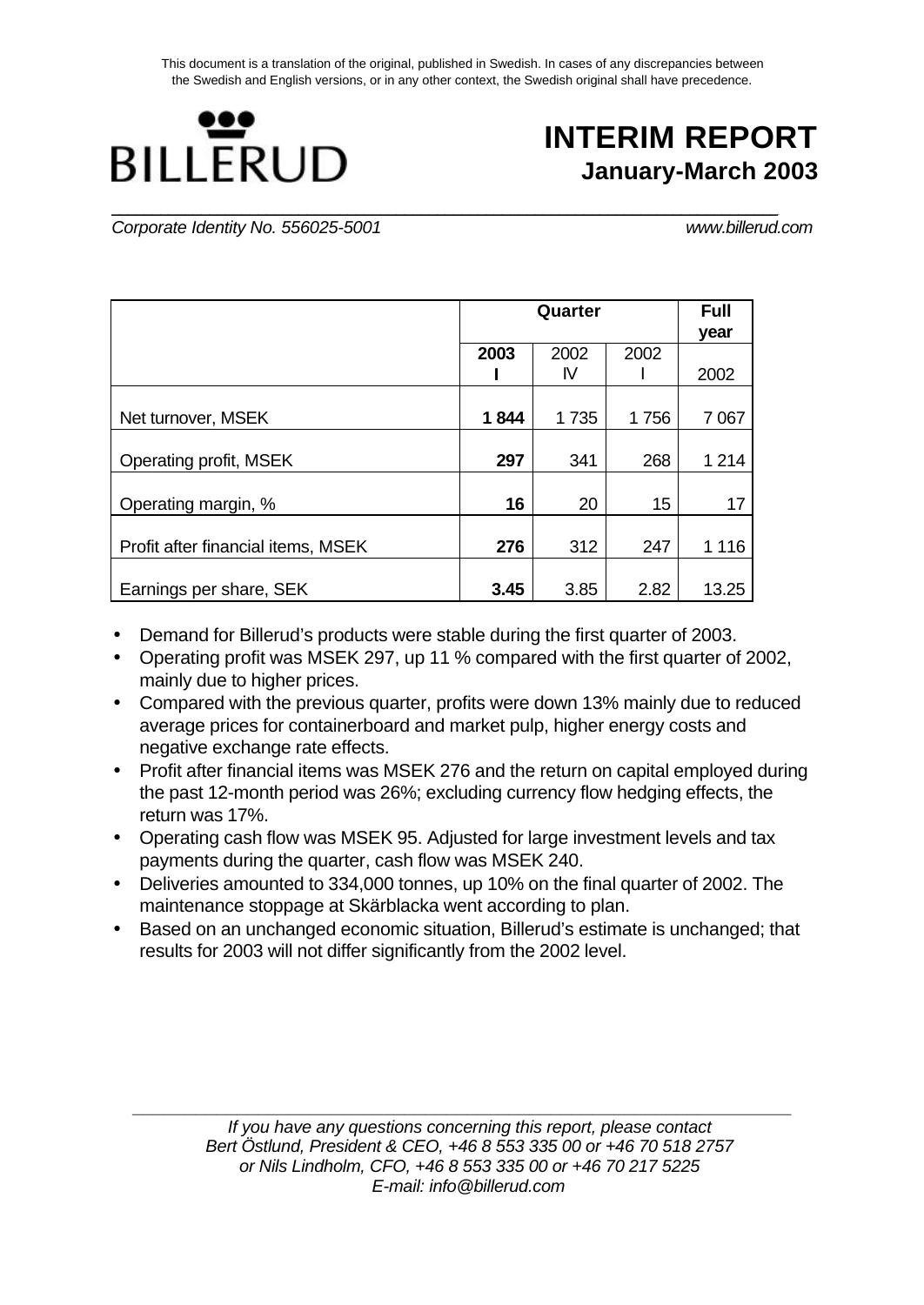This document is a translation of the original, published in Swedish. In cases of any discrepancies between the Swedish and English versions, or in any other context, the Swedish original shall have precedence.

BILLERUD

# INTERIM REPORT
## January-March 2003

*Corporate Identity No. 556025-5001* *www.billerud.com*

| | Quarter | | | Full year |
|---|---|---|---|---|
| | **2003 I** | 2002 IV | 2002 I | 2002 |
| Net turnover, MSEK | **1 844** | 1 735 | 1 756 | 7 067 |
| Operating profit, MSEK | **297** | 341 | 268 | 1 214 |
| Operating margin, % | **16** | 20 | 15 | 17 |
| Profit after financial items, MSEK | **276** | 312 | 247 | 1 116 |
| Earnings per share, SEK | **3.45** | 3.85 | 2.82 | 13.25 |

- Demand for Billerud's products were stable during the first quarter of 2003.
- Operating profit was MSEK 297, up 11 % compared with the first quarter of 2002, mainly due to higher prices.
- Compared with the previous quarter, profits were down 13% mainly due to reduced average prices for containerboard and market pulp, higher energy costs and negative exchange rate effects.
- Profit after financial items was MSEK 276 and the return on capital employed during the past 12-month period was 26%; excluding currency flow hedging effects, the return was 17%.
- Operating cash flow was MSEK 95. Adjusted for large investment levels and tax payments during the quarter, cash flow was MSEK 240.
- Deliveries amounted to 334,000 tonnes, up 10% on the final quarter of 2002. The maintenance stoppage at Skärblacka went according to plan.
- Based on an unchanged economic situation, Billerud's estimate is unchanged; that results for 2003 will not differ significantly from the 2002 level.

*If you have any questions concerning this report, please contact*
*Bert Östlund, President & CEO, +46 8 553 335 00 or +46 70 518 2757*
*or Nils Lindholm, CFO, +46 8 553 335 00 or +46 70 217 5225*
*E-mail: info@billerud.com*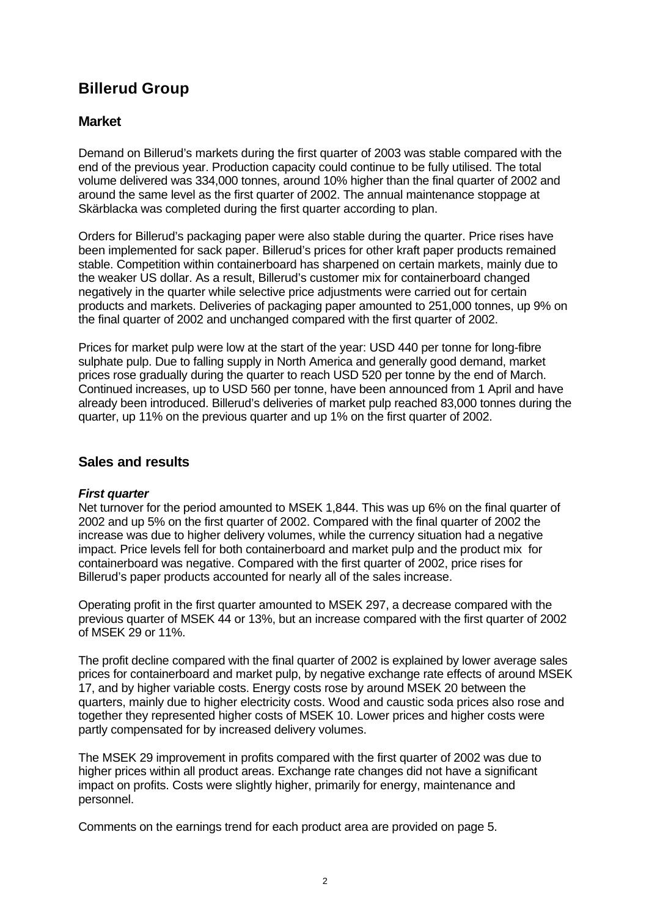# Billerud Group

## Market

Demand on Billerud's markets during the first quarter of 2003 was stable compared with the end of the previous year. Production capacity could continue to be fully utilised. The total volume delivered was 334,000 tonnes, around 10% higher than the final quarter of 2002 and around the same level as the first quarter of 2002. The annual maintenance stoppage at Skärblacka was completed during the first quarter according to plan.

Orders for Billerud's packaging paper were also stable during the quarter. Price rises have been implemented for sack paper. Billerud's prices for other kraft paper products remained stable. Competition within containerboard has sharpened on certain markets, mainly due to the weaker US dollar. As a result, Billerud's customer mix for containerboard changed negatively in the quarter while selective price adjustments were carried out for certain products and markets. Deliveries of packaging paper amounted to 251,000 tonnes, up 9% on the final quarter of 2002 and unchanged compared with the first quarter of 2002.

Prices for market pulp were low at the start of the year: USD 440 per tonne for long-fibre sulphate pulp. Due to falling supply in North America and generally good demand, market prices rose gradually during the quarter to reach USD 520 per tonne by the end of March. Continued increases, up to USD 560 per tonne, have been announced from 1 April and have already been introduced. Billerud's deliveries of market pulp reached 83,000 tonnes during the quarter, up 11% on the previous quarter and up 1% on the first quarter of 2002.

## Sales and results

***First quarter***

Net turnover for the period amounted to MSEK 1,844. This was up 6% on the final quarter of 2002 and up 5% on the first quarter of 2002. Compared with the final quarter of 2002 the increase was due to higher delivery volumes, while the currency situation had a negative impact. Price levels fell for both containerboard and market pulp and the product mix for containerboard was negative. Compared with the first quarter of 2002, price rises for Billerud's paper products accounted for nearly all of the sales increase.

Operating profit in the first quarter amounted to MSEK 297, a decrease compared with the previous quarter of MSEK 44 or 13%, but an increase compared with the first quarter of 2002 of MSEK 29 or 11%.

The profit decline compared with the final quarter of 2002 is explained by lower average sales prices for containerboard and market pulp, by negative exchange rate effects of around MSEK 17, and by higher variable costs. Energy costs rose by around MSEK 20 between the quarters, mainly due to higher electricity costs. Wood and caustic soda prices also rose and together they represented higher costs of MSEK 10. Lower prices and higher costs were partly compensated for by increased delivery volumes.

The MSEK 29 improvement in profits compared with the first quarter of 2002 was due to higher prices within all product areas. Exchange rate changes did not have a significant impact on profits. Costs were slightly higher, primarily for energy, maintenance and personnel.

Comments on the earnings trend for each product area are provided on page 5.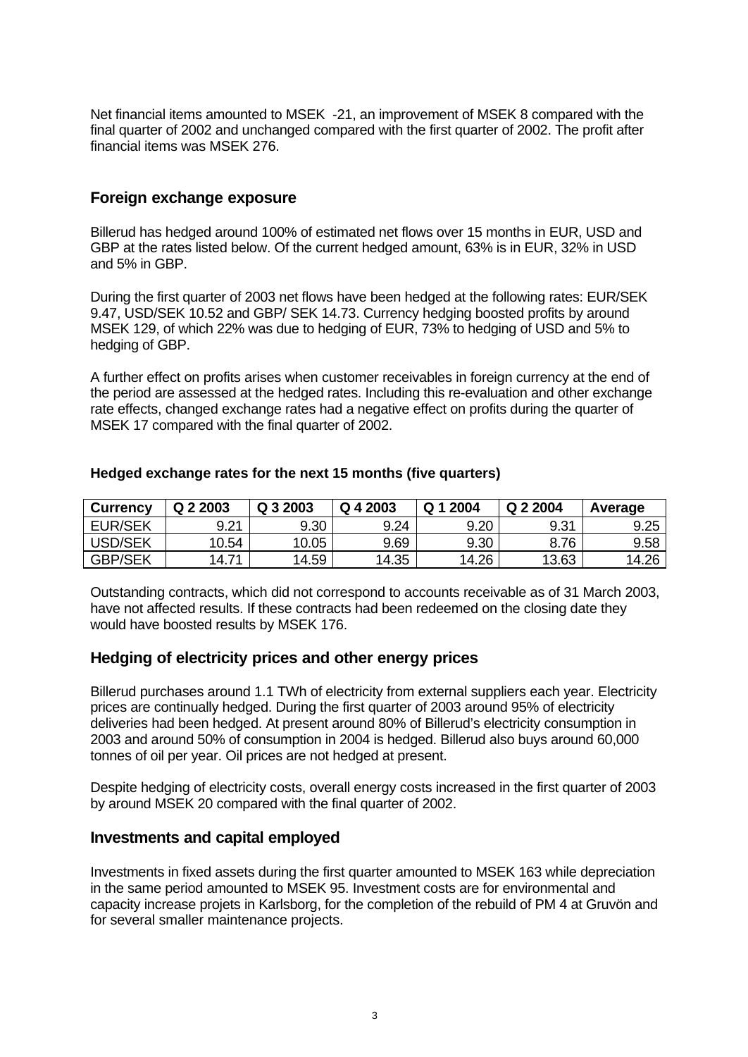Net financial items amounted to MSEK -21, an improvement of MSEK 8 compared with the final quarter of 2002 and unchanged compared with the first quarter of 2002. The profit after financial items was MSEK 276.

## Foreign exchange exposure

Billerud has hedged around 100% of estimated net flows over 15 months in EUR, USD and GBP at the rates listed below. Of the current hedged amount, 63% is in EUR, 32% in USD and 5% in GBP.

During the first quarter of 2003 net flows have been hedged at the following rates: EUR/SEK 9.47, USD/SEK 10.52 and GBP/ SEK 14.73. Currency hedging boosted profits by around MSEK 129, of which 22% was due to hedging of EUR, 73% to hedging of USD and 5% to hedging of GBP.

A further effect on profits arises when customer receivables in foreign currency at the end of the period are assessed at the hedged rates. Including this re-evaluation and other exchange rate effects, changed exchange rates had a negative effect on profits during the quarter of MSEK 17 compared with the final quarter of 2002.

**Hedged exchange rates for the next 15 months (five quarters)**

| Currency | Q 2 2003 | Q 3 2003 | Q 4 2003 | Q 1 2004 | Q 2 2004 | Average |
|---|---|---|---|---|---|---|
| EUR/SEK | 9.21 | 9.30 | 9.24 | 9.20 | 9.31 | 9.25 |
| USD/SEK | 10.54 | 10.05 | 9.69 | 9.30 | 8.76 | 9.58 |
| GBP/SEK | 14.71 | 14.59 | 14.35 | 14.26 | 13.63 | 14.26 |

Outstanding contracts, which did not correspond to accounts receivable as of 31 March 2003, have not affected results. If these contracts had been redeemed on the closing date they would have boosted results by MSEK 176.

## Hedging of electricity prices and other energy prices

Billerud purchases around 1.1 TWh of electricity from external suppliers each year. Electricity prices are continually hedged. During the first quarter of 2003 around 95% of electricity deliveries had been hedged. At present around 80% of Billerud's electricity consumption in 2003 and around 50% of consumption in 2004 is hedged. Billerud also buys around 60,000 tonnes of oil per year. Oil prices are not hedged at present.

Despite hedging of electricity costs, overall energy costs increased in the first quarter of 2003 by around MSEK 20 compared with the final quarter of 2002.

## Investments and capital employed

Investments in fixed assets during the first quarter amounted to MSEK 163 while depreciation in the same period amounted to MSEK 95. Investment costs are for environmental and capacity increase projets in Karlsborg, for the completion of the rebuild of PM 4 at Gruvön and for several smaller maintenance projects.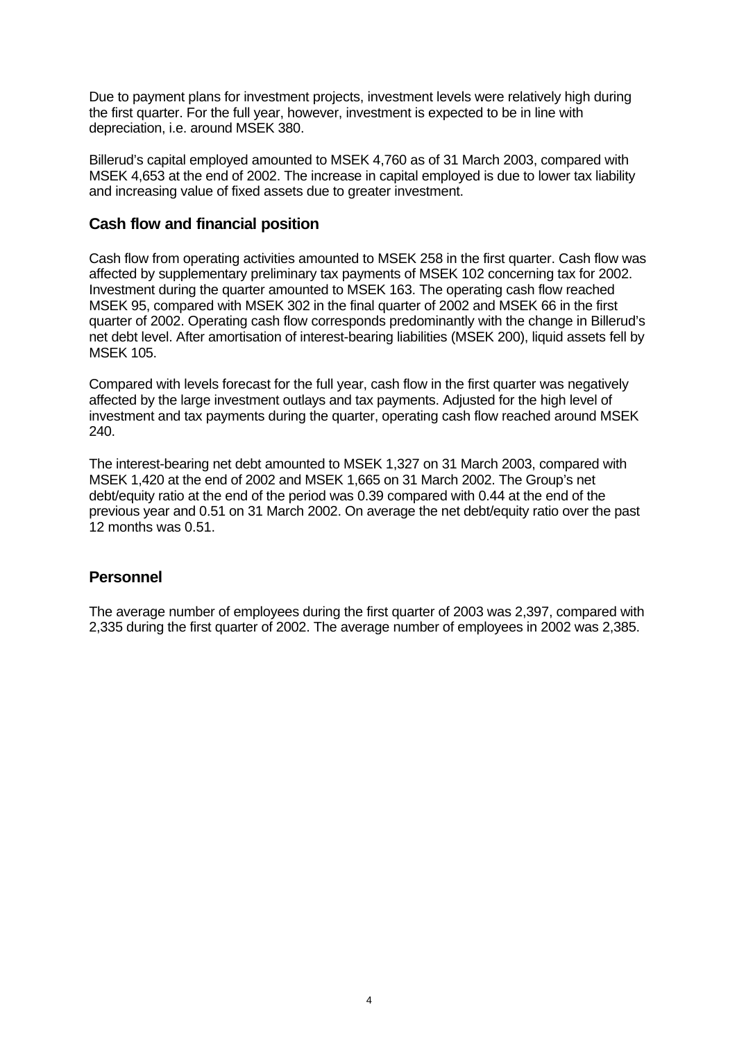Due to payment plans for investment projects, investment levels were relatively high during the first quarter. For the full year, however, investment is expected to be in line with depreciation, i.e. around MSEK 380.

Billerud's capital employed amounted to MSEK 4,760 as of 31 March 2003, compared with MSEK 4,653 at the end of 2002. The increase in capital employed is due to lower tax liability and increasing value of fixed assets due to greater investment.

## Cash flow and financial position

Cash flow from operating activities amounted to MSEK 258 in the first quarter. Cash flow was affected by supplementary preliminary tax payments of MSEK 102 concerning tax for 2002. Investment during the quarter amounted to MSEK 163. The operating cash flow reached MSEK 95, compared with MSEK 302 in the final quarter of 2002 and MSEK 66 in the first quarter of 2002. Operating cash flow corresponds predominantly with the change in Billerud's net debt level. After amortisation of interest-bearing liabilities (MSEK 200), liquid assets fell by MSEK 105.

Compared with levels forecast for the full year, cash flow in the first quarter was negatively affected by the large investment outlays and tax payments. Adjusted for the high level of investment and tax payments during the quarter, operating cash flow reached around MSEK 240.

The interest-bearing net debt amounted to MSEK 1,327 on 31 March 2003, compared with MSEK 1,420 at the end of 2002 and MSEK 1,665 on 31 March 2002. The Group's net debt/equity ratio at the end of the period was 0.39 compared with 0.44 at the end of the previous year and 0.51 on 31 March 2002. On average the net debt/equity ratio over the past 12 months was 0.51.

## Personnel

The average number of employees during the first quarter of 2003 was 2,397, compared with 2,335 during the first quarter of 2002. The average number of employees in 2002 was 2,385.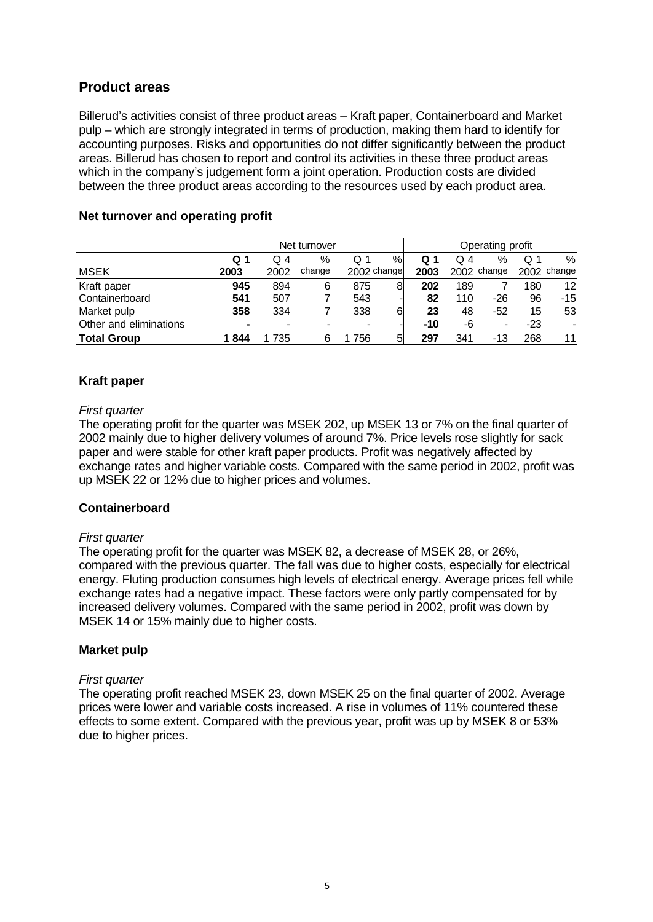## Product areas

Billerud's activities consist of three product areas – Kraft paper, Containerboard and Market pulp – which are strongly integrated in terms of production, making them hard to identify for accounting purposes. Risks and opportunities do not differ significantly between the product areas. Billerud has chosen to report and control its activities in these three product areas which in the company's judgement form a joint operation. Production costs are divided between the three product areas according to the resources used by each product area.

### Net turnover and operating profit

| | Net turnover | | | | | Operating profit | | | | |
|---|---|---|---|---|---|---|---|---|---|---|
| MSEK | **Q 1 2003** | Q 4 2002 | % change | Q 1 2002 | % change | **Q 1 2003** | Q 4 2002 | % change | Q 1 2002 | % change |
| Kraft paper | **945** | 894 | 6 | 875 | 8 | **202** | 189 | 7 | 180 | 12 |
| Containerboard | **541** | 507 | 7 | 543 | - | **82** | 110 | -26 | 96 | -15 |
| Market pulp | **358** | 334 | 7 | 338 | 6 | **23** | 48 | -52 | 15 | 53 |
| Other and eliminations | **-** | - | - | - | - | **-10** | -6 | - | -23 | - |
| **Total Group** | **1 844** | 1 735 | 6 | 1 756 | 5 | **297** | 341 | -13 | 268 | 11 |

### Kraft paper

*First quarter*

The operating profit for the quarter was MSEK 202, up MSEK 13 or 7% on the final quarter of 2002 mainly due to higher delivery volumes of around 7%. Price levels rose slightly for sack paper and were stable for other kraft paper products. Profit was negatively affected by exchange rates and higher variable costs. Compared with the same period in 2002, profit was up MSEK 22 or 12% due to higher prices and volumes.

### Containerboard

*First quarter*

The operating profit for the quarter was MSEK 82, a decrease of MSEK 28, or 26%, compared with the previous quarter. The fall was due to higher costs, especially for electrical energy. Fluting production consumes high levels of electrical energy. Average prices fell while exchange rates had a negative impact. These factors were only partly compensated for by increased delivery volumes. Compared with the same period in 2002, profit was down by MSEK 14 or 15% mainly due to higher costs.

### Market pulp

*First quarter*

The operating profit reached MSEK 23, down MSEK 25 on the final quarter of 2002. Average prices were lower and variable costs increased. A rise in volumes of 11% countered these effects to some extent. Compared with the previous year, profit was up by MSEK 8 or 53% due to higher prices.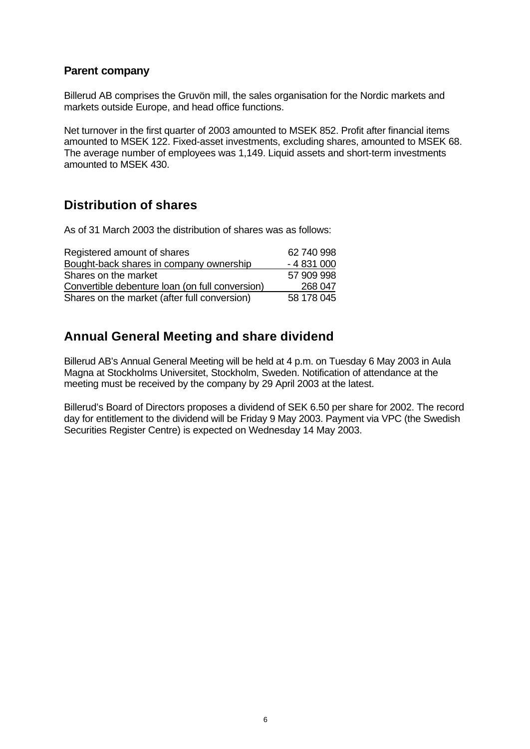### Parent company

Billerud AB comprises the Gruvön mill, the sales organisation for the Nordic markets and markets outside Europe, and head office functions.

Net turnover in the first quarter of 2003 amounted to MSEK 852. Profit after financial items amounted to MSEK 122. Fixed-asset investments, excluding shares, amounted to MSEK 68. The average number of employees was 1,149. Liquid assets and short-term investments amounted to MSEK 430.

## Distribution of shares

As of 31 March 2003 the distribution of shares was as follows:

| | |
|---|---:|
| Registered amount of shares | 62 740 998 |
| Bought-back shares in company ownership | - 4 831 000 |
| Shares on the market | 57 909 998 |
| Convertible debenture loan (on full conversion) | 268 047 |
| Shares on the market (after full conversion) | 58 178 045 |

## Annual General Meeting and share dividend

Billerud AB's Annual General Meeting will be held at 4 p.m. on Tuesday 6 May 2003 in Aula Magna at Stockholms Universitet, Stockholm, Sweden. Notification of attendance at the meeting must be received by the company by 29 April 2003 at the latest.

Billerud's Board of Directors proposes a dividend of SEK 6.50 per share for 2002. The record day for entitlement to the dividend will be Friday 9 May 2003. Payment via VPC (the Swedish Securities Register Centre) is expected on Wednesday 14 May 2003.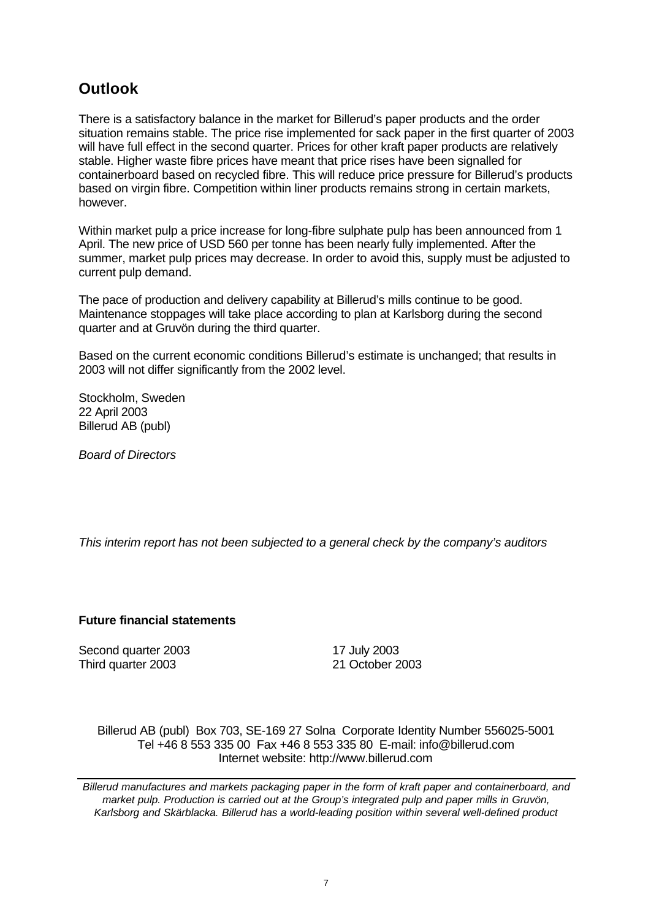## Outlook

There is a satisfactory balance in the market for Billerud's paper products and the order situation remains stable. The price rise implemented for sack paper in the first quarter of 2003 will have full effect in the second quarter. Prices for other kraft paper products are relatively stable. Higher waste fibre prices have meant that price rises have been signalled for containerboard based on recycled fibre. This will reduce price pressure for Billerud's products based on virgin fibre. Competition within liner products remains strong in certain markets, however.

Within market pulp a price increase for long-fibre sulphate pulp has been announced from 1 April. The new price of USD 560 per tonne has been nearly fully implemented. After the summer, market pulp prices may decrease. In order to avoid this, supply must be adjusted to current pulp demand.

The pace of production and delivery capability at Billerud's mills continue to be good. Maintenance stoppages will take place according to plan at Karlsborg during the second quarter and at Gruvön during the third quarter.

Based on the current economic conditions Billerud's estimate is unchanged; that results in 2003 will not differ significantly from the 2002 level.

Stockholm, Sweden
22 April 2003
Billerud AB (publ)

*Board of Directors*

*This interim report has not been subjected to a general check by the company's auditors*

**Future financial statements**

| | |
|---|---|
| Second quarter 2003 | 17 July 2003 |
| Third quarter 2003 | 21 October 2003 |

Billerud AB (publ) Box 703, SE-169 27 Solna Corporate Identity Number 556025-5001
Tel +46 8 553 335 00 Fax +46 8 553 335 80 E-mail: info@billerud.com
Internet website: http://www.billerud.com

*Billerud manufactures and markets packaging paper in the form of kraft paper and containerboard, and market pulp. Production is carried out at the Group's integrated pulp and paper mills in Gruvön, Karlsborg and Skärblacka. Billerud has a world-leading position within several well-defined product*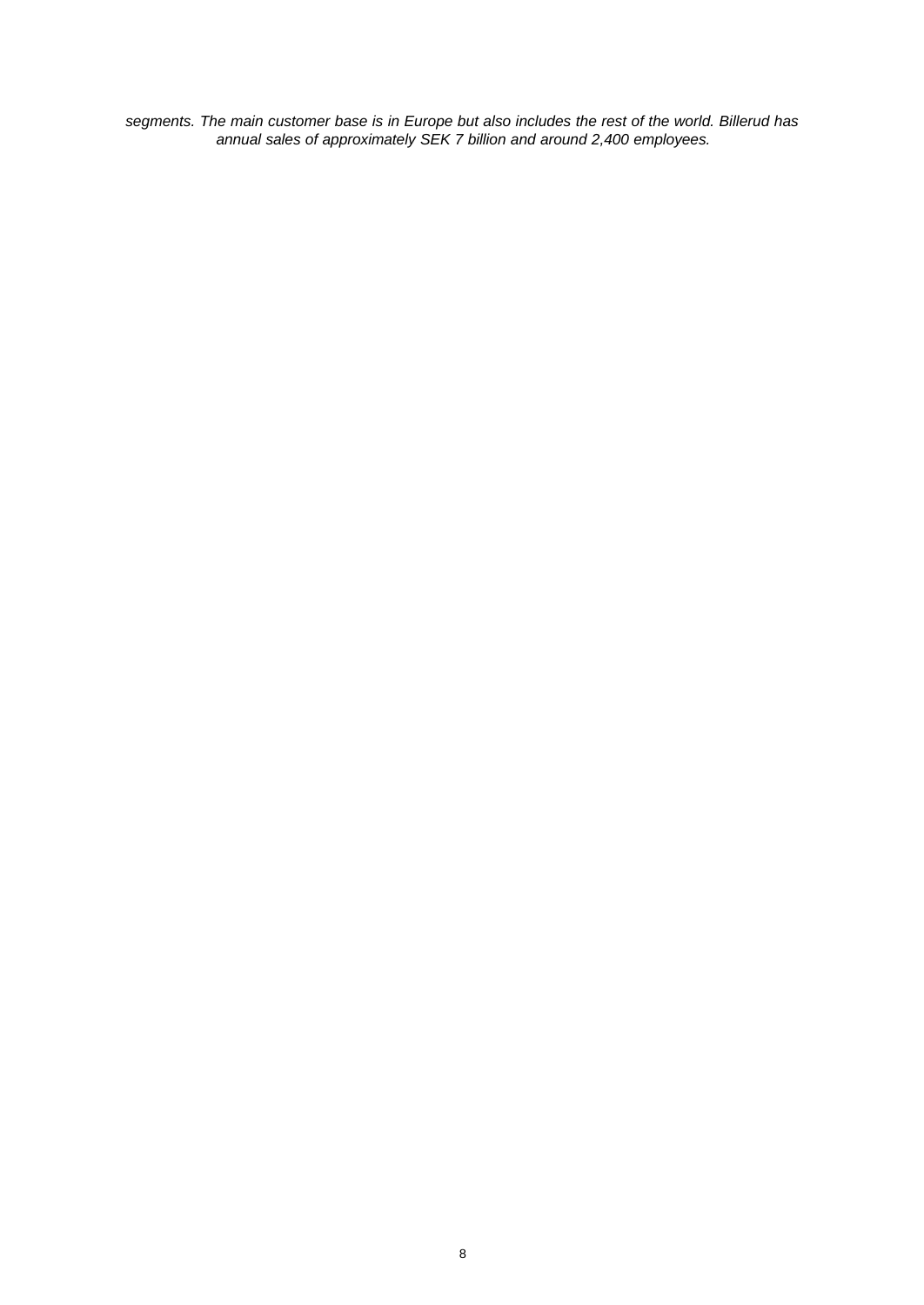*segments. The main customer base is in Europe but also includes the rest of the world. Billerud has annual sales of approximately SEK 7 billion and around 2,400 employees.*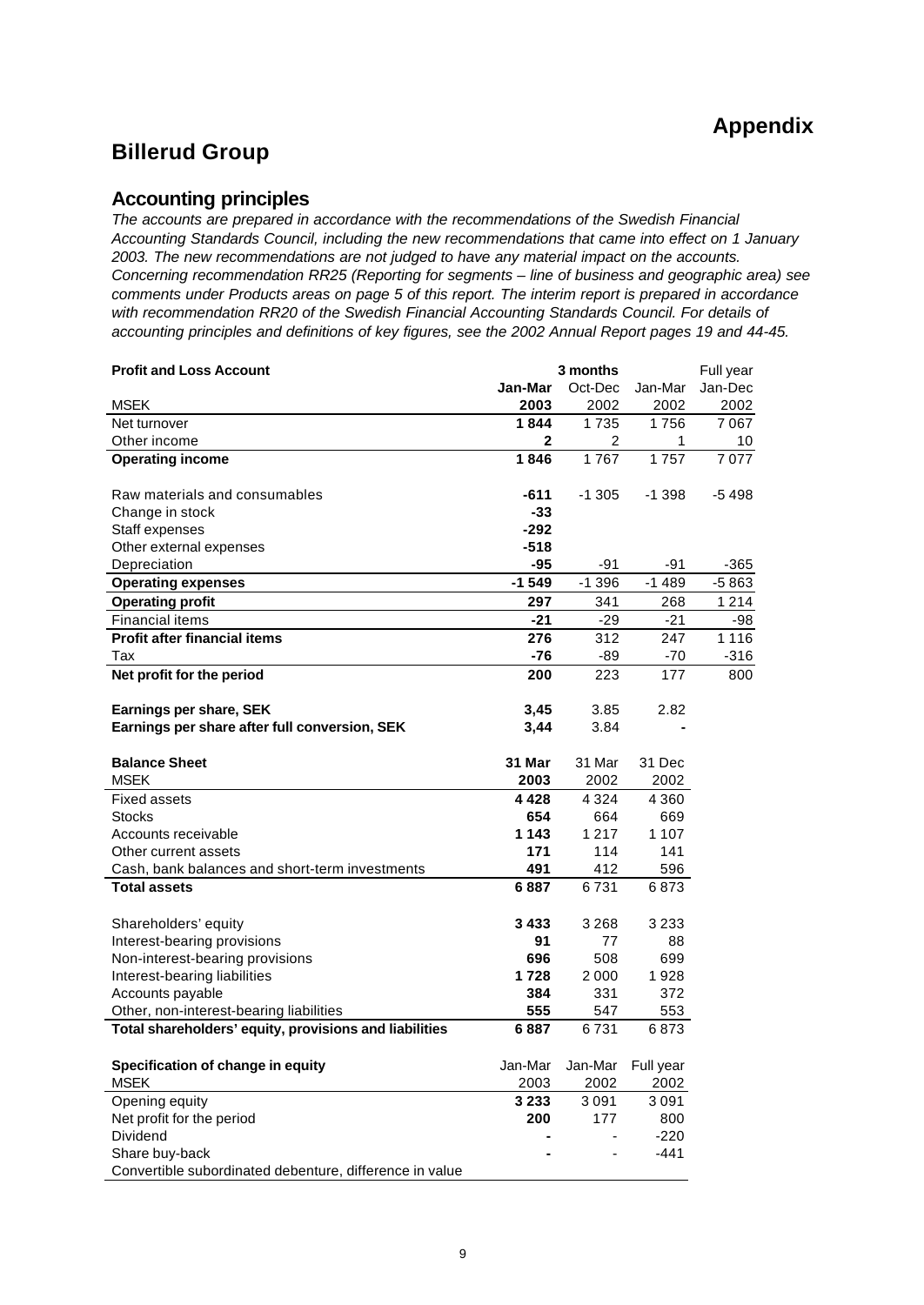# Appendix

## Billerud Group

### Accounting principles

*The accounts are prepared in accordance with the recommendations of the Swedish Financial Accounting Standards Council, including the new recommendations that came into effect on 1 January 2003. The new recommendations are not judged to have any material impact on the accounts. Concerning recommendation RR25 (Reporting for segments – line of business and geographic area) see comments under Products areas on page 5 of this report. The interim report is prepared in accordance with recommendation RR20 of the Swedish Financial Accounting Standards Council. For details of accounting principles and definitions of key figures, see the 2002 Annual Report pages 19 and 44-45.*

| **Profit and Loss Account** | 3 months | | | Full year |
|---|---|---|---|---|
| | **Jan-Mar** | Oct-Dec | Jan-Mar | Jan-Dec |
| MSEK | **2003** | 2002 | 2002 | 2002 |
| Net turnover | **1 844** | 1 735 | 1 756 | 7 067 |
| Other income | **2** | 2 | 1 | 10 |
| **Operating income** | **1 846** | 1 767 | 1 757 | 7 077 |
| | | | | |
| Raw materials and consumables | **-611** | -1 305 | -1 398 | -5 498 |
| Change in stock | **-33** | | | |
| Staff expenses | **-292** | | | |
| Other external expenses | **-518** | | | |
| Depreciation | **-95** | -91 | -91 | -365 |
| **Operating expenses** | **-1 549** | -1 396 | -1 489 | -5 863 |
| **Operating profit** | **297** | 341 | 268 | 1 214 |
| Financial items | **-21** | -29 | -21 | -98 |
| **Profit after financial items** | **276** | 312 | 247 | 1 116 |
| Tax | **-76** | -89 | -70 | -316 |
| **Net profit for the period** | **200** | 223 | 177 | 800 |
| | | | | |
| **Earnings per share, SEK** | **3,45** | 3.85 | 2.82 | |
| **Earnings per share after full conversion, SEK** | **3,44** | 3.84 | - | |

| **Balance Sheet** | **31 Mar** | 31 Mar | 31 Dec |
|---|---|---|---|
| MSEK | **2003** | 2002 | 2002 |
| Fixed assets | **4 428** | 4 324 | 4 360 |
| Stocks | **654** | 664 | 669 |
| Accounts receivable | **1 143** | 1 217 | 1 107 |
| Other current assets | **171** | 114 | 141 |
| Cash, bank balances and short-term investments | **491** | 412 | 596 |
| **Total assets** | **6 887** | 6 731 | 6 873 |
| | | | |
| Shareholders' equity | **3 433** | 3 268 | 3 233 |
| Interest-bearing provisions | **91** | 77 | 88 |
| Non-interest-bearing provisions | **696** | 508 | 699 |
| Interest-bearing liabilities | **1 728** | 2 000 | 1 928 |
| Accounts payable | **384** | 331 | 372 |
| Other, non-interest-bearing liabilities | **555** | 547 | 553 |
| **Total shareholders' equity, provisions and liabilities** | **6 887** | 6 731 | 6 873 |

| **Specification of change in equity** | Jan-Mar | Jan-Mar | Full year |
|---|---|---|---|
| MSEK | 2003 | 2002 | 2002 |
| Opening equity | **3 233** | 3 091 | 3 091 |
| Net profit for the period | **200** | 177 | 800 |
| Dividend | **-** | - | -220 |
| Share buy-back | **-** | - | -441 |
| Convertible subordinated debenture, difference in value | | | |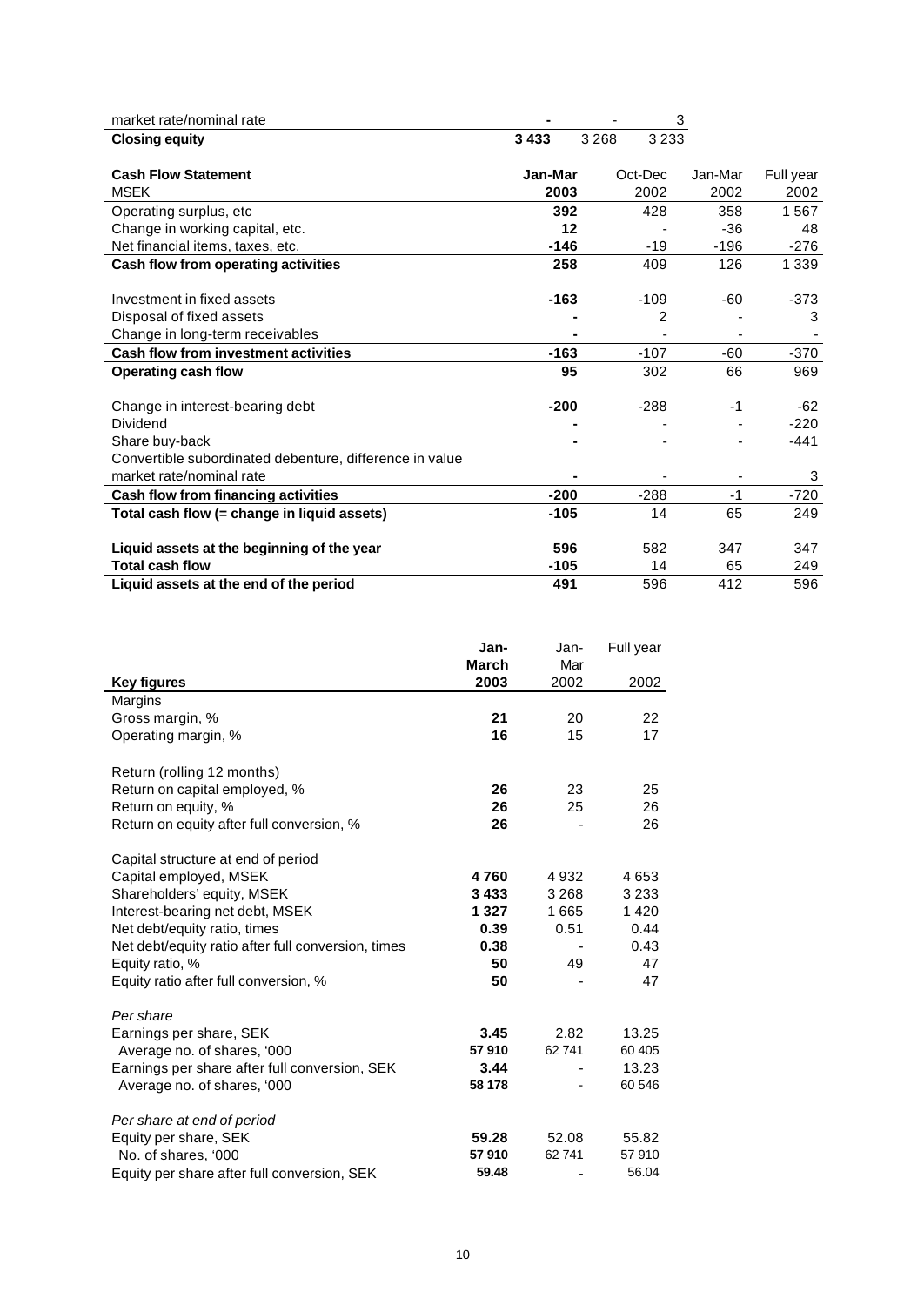| | | | |
|---|---|---|---|
| market rate/nominal rate | **-** | - | 3 |
| **Closing equity** | **3 433** | 3 268 | 3 233 |

| **Cash Flow Statement** MSEK | **Jan-Mar 2003** | Oct-Dec 2002 | Jan-Mar 2002 | Full year 2002 |
|---|---|---|---|---|
| Operating surplus, etc | **392** | 428 | 358 | 1 567 |
| Change in working capital, etc. | **12** | - | -36 | 48 |
| Net financial items, taxes, etc. | **-146** | -19 | -196 | -276 |
| **Cash flow from operating activities** | **258** | 409 | 126 | 1 339 |
| | | | | |
| Investment in fixed assets | **-163** | -109 | -60 | -373 |
| Disposal of fixed assets | **-** | 2 | - | 3 |
| Change in long-term receivables | **-** | - | - | - |
| **Cash flow from investment activities** | **-163** | -107 | -60 | -370 |
| **Operating cash flow** | **95** | 302 | 66 | 969 |
| | | | | |
| Change in interest-bearing debt | **-200** | -288 | -1 | -62 |
| Dividend | **-** | - | - | -220 |
| Share buy-back | **-** | - | - | -441 |
| Convertible subordinated debenture, difference in value market rate/nominal rate | **-** | - | - | 3 |
| **Cash flow from financing activities** | **-200** | -288 | -1 | -720 |
| **Total cash flow (= change in liquid assets)** | **-105** | 14 | 65 | 249 |
| | | | | |
| **Liquid assets at the beginning of the year** | **596** | 582 | 347 | 347 |
| **Total cash flow** | **-105** | 14 | 65 | 249 |
| **Liquid assets at the end of the period** | **491** | 596 | 412 | 596 |

| **Key figures** | **Jan-March 2003** | Jan-Mar 2002 | Full year 2002 |
|---|---|---|---|
| Margins | | | |
| Gross margin, % | **21** | 20 | 22 |
| Operating margin, % | **16** | 15 | 17 |
| | | | |
| Return (rolling 12 months) | | | |
| Return on capital employed, % | **26** | 23 | 25 |
| Return on equity, % | **26** | 25 | 26 |
| Return on equity after full conversion, % | **26** | - | 26 |
| | | | |
| Capital structure at end of period | | | |
| Capital employed, MSEK | **4 760** | 4 932 | 4 653 |
| Shareholders' equity, MSEK | **3 433** | 3 268 | 3 233 |
| Interest-bearing net debt, MSEK | **1 327** | 1 665 | 1 420 |
| Net debt/equity ratio, times | **0.39** | 0.51 | 0.44 |
| Net debt/equity ratio after full conversion, times | **0.38** | - | 0.43 |
| Equity ratio, % | **50** | 49 | 47 |
| Equity ratio after full conversion, % | **50** | - | 47 |
| | | | |
| *Per share* | | | |
| Earnings per share, SEK | **3.45** | 2.82 | 13.25 |
| Average no. of shares, '000 | **57 910** | 62 741 | 60 405 |
| Earnings per share after full conversion, SEK | **3.44** | - | 13.23 |
| Average no. of shares, '000 | **58 178** | - | 60 546 |
| | | | |
| *Per share at end of period* | | | |
| Equity per share, SEK | **59.28** | 52.08 | 55.82 |
| No. of shares, '000 | **57 910** | 62 741 | 57 910 |
| Equity per share after full conversion, SEK | **59.48** | - | 56.04 |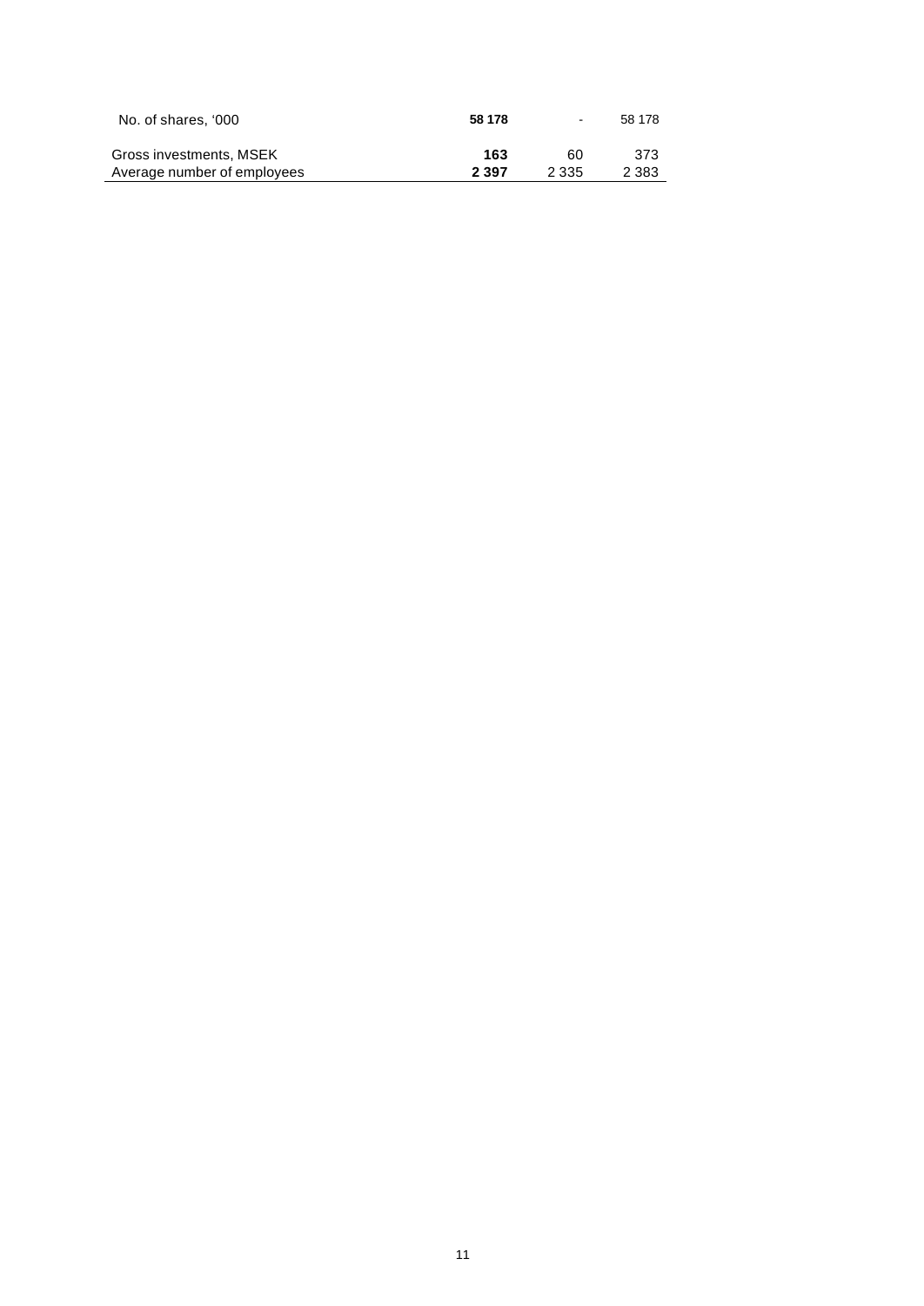| | | | |
|---|---|---|---|
| No. of shares, '000 | **58 178** | - | 58 178 |
| Gross investments, MSEK | **163** | 60 | 373 |
| Average number of employees | **2 397** | 2 335 | 2 383 |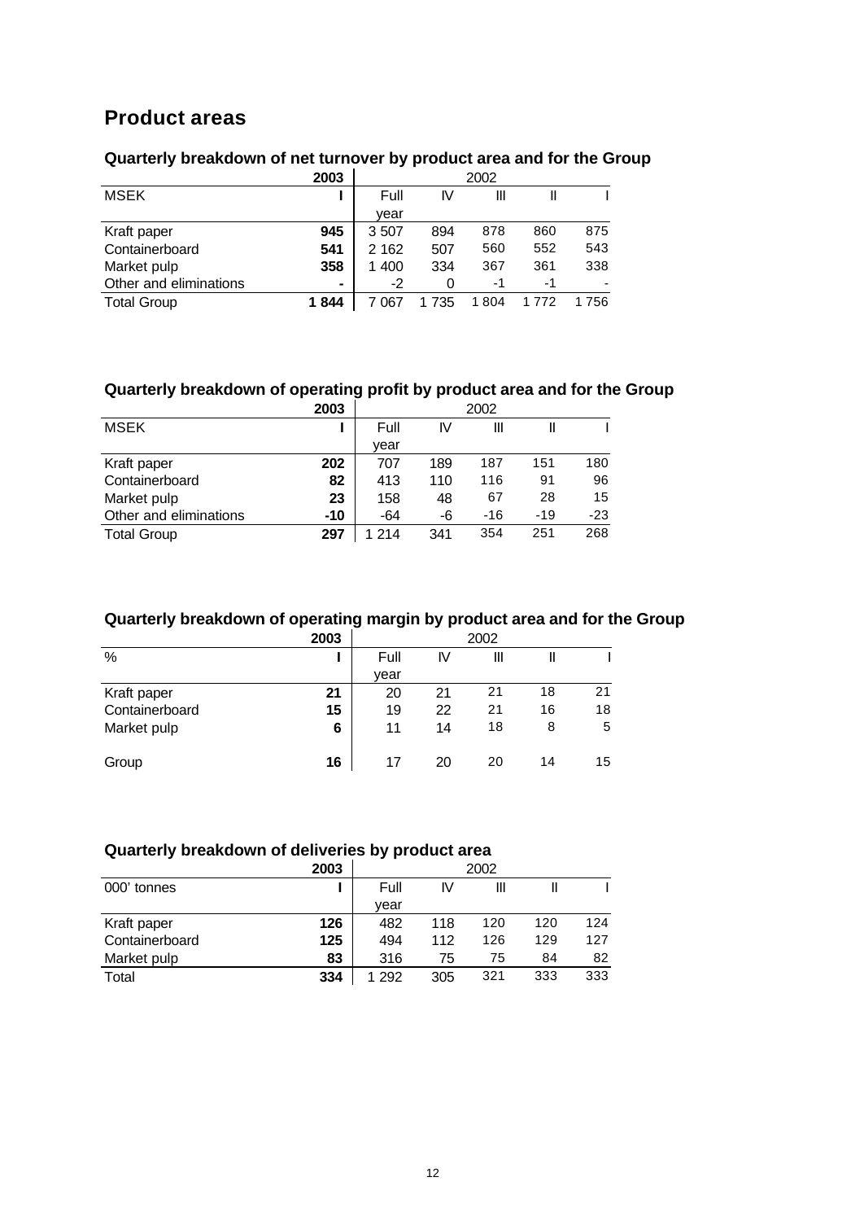## Product areas

### Quarterly breakdown of net turnover by product area and for the Group

| | 2003 | 2002 | | | | |
|---|---|---|---|---|---|---|
| MSEK | **I** | Full year | IV | III | II | I |
| Kraft paper | **945** | 3 507 | 894 | 878 | 860 | 875 |
| Containerboard | **541** | 2 162 | 507 | 560 | 552 | 543 |
| Market pulp | **358** | 1 400 | 334 | 367 | 361 | 338 |
| Other and eliminations | **-** | -2 | 0 | -1 | -1 | - |
| Total Group | **1 844** | 7 067 | 1 735 | 1 804 | 1 772 | 1 756 |

### Quarterly breakdown of operating profit by product area and for the Group

| | 2003 | 2002 | | | | |
|---|---|---|---|---|---|---|
| MSEK | **I** | Full year | IV | III | II | I |
| Kraft paper | **202** | 707 | 189 | 187 | 151 | 180 |
| Containerboard | **82** | 413 | 110 | 116 | 91 | 96 |
| Market pulp | **23** | 158 | 48 | 67 | 28 | 15 |
| Other and eliminations | **-10** | -64 | -6 | -16 | -19 | -23 |
| Total Group | **297** | 1 214 | 341 | 354 | 251 | 268 |

### Quarterly breakdown of operating margin by product area and for the Group

| | 2003 | 2002 | | | | |
|---|---|---|---|---|---|---|
| % | **I** | Full year | IV | III | II | I |
| Kraft paper | **21** | 20 | 21 | 21 | 18 | 21 |
| Containerboard | **15** | 19 | 22 | 21 | 16 | 18 |
| Market pulp | **6** | 11 | 14 | 18 | 8 | 5 |
| Group | **16** | 17 | 20 | 20 | 14 | 15 |

### Quarterly breakdown of deliveries by product area

| | 2003 | 2002 | | | | |
|---|---|---|---|---|---|---|
| 000' tonnes | **I** | Full year | IV | III | II | I |
| Kraft paper | **126** | 482 | 118 | 120 | 120 | 124 |
| Containerboard | **125** | 494 | 112 | 126 | 129 | 127 |
| Market pulp | **83** | 316 | 75 | 75 | 84 | 82 |
| Total | **334** | 1 292 | 305 | 321 | 333 | 333 |